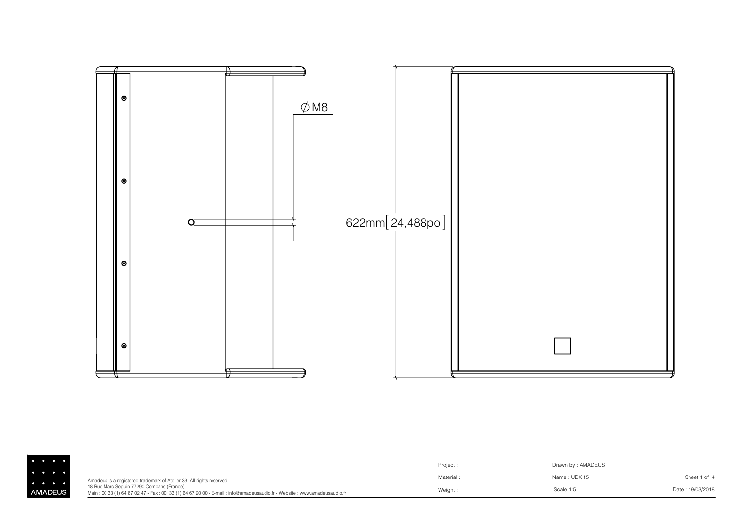∅M8

622mm[24,488po]

AMADEUS

Amadeus is a registered trademark of Atelier 33. All rights reserved.
18 Rue Marc Seguin 77290 Compans (France)
Main : 00 33 (1) 64 67 02 47 - Fax : 00 33 (1) 64 67 20 00 - E-mail : info@amadeusaudio.fr - Website : www.amadeusaudio.fr

| Project : | Drawn by : AMADEUS | |
| --- | --- | --- |
| Material : | Name : UDX 15 | Sheet 1 of 4 |
| Weight : | Scale 1:5 | Date : 19/03/2018 |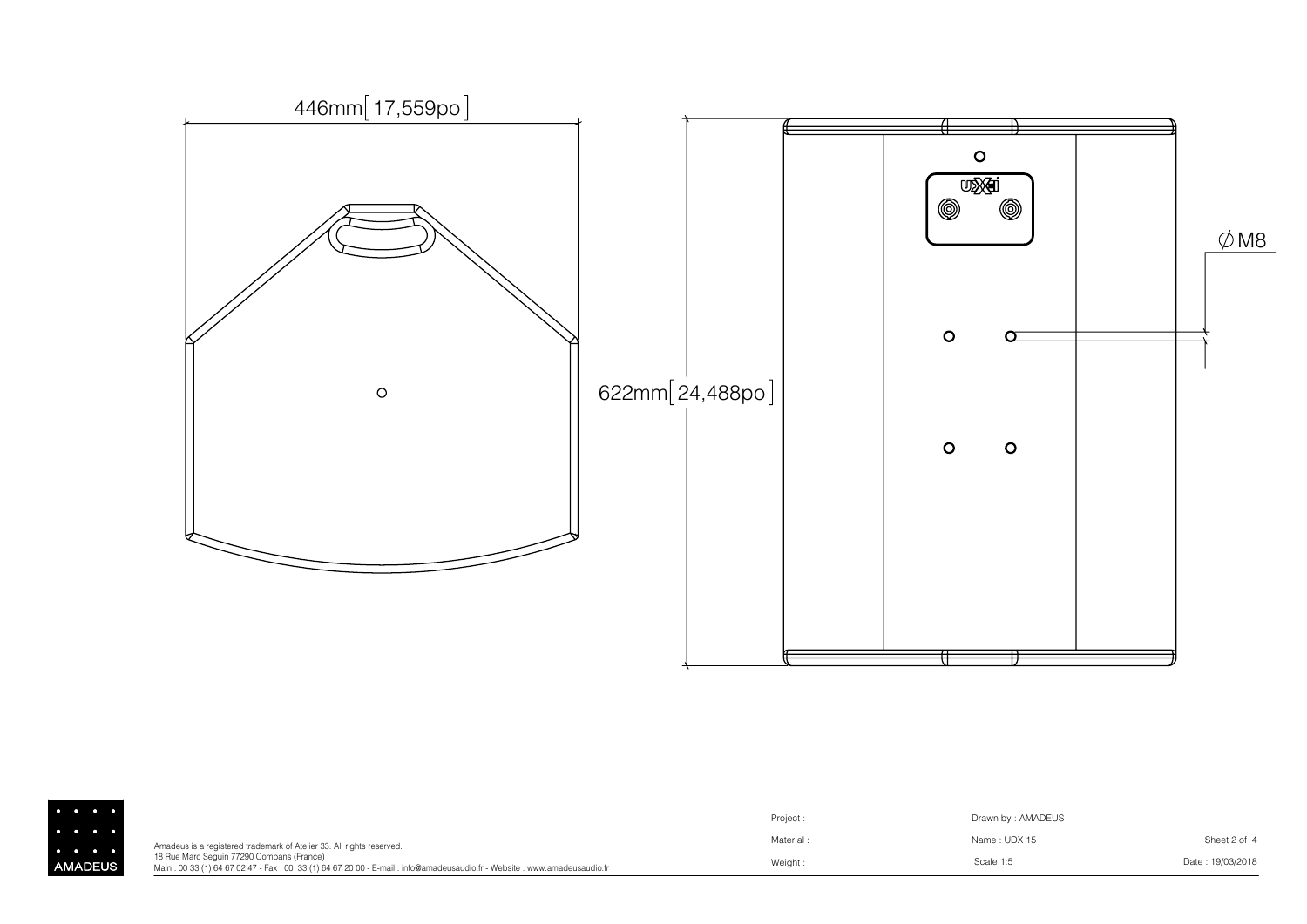446mm[ 17,559po ]

622mm[ 24,488po ]

∅M8

Amadeus is a registered trademark of Atelier 33. All rights reserved.
18 Rue Marc Seguin 77290 Compans (France)
Main : 00 33 (1) 64 67 02 47 - Fax : 00 33 (1) 64 67 20 00 - E-mail : info@amadeusaudio.fr - Website : www.amadeusaudio.fr

| | | |
|---|---|---|
| Project : | Drawn by : AMADEUS | |
| Material : | Name : UDX 15 | Sheet 2 of 4 |
| Weight : | Scale 1:5 | Date : 19/03/2018 |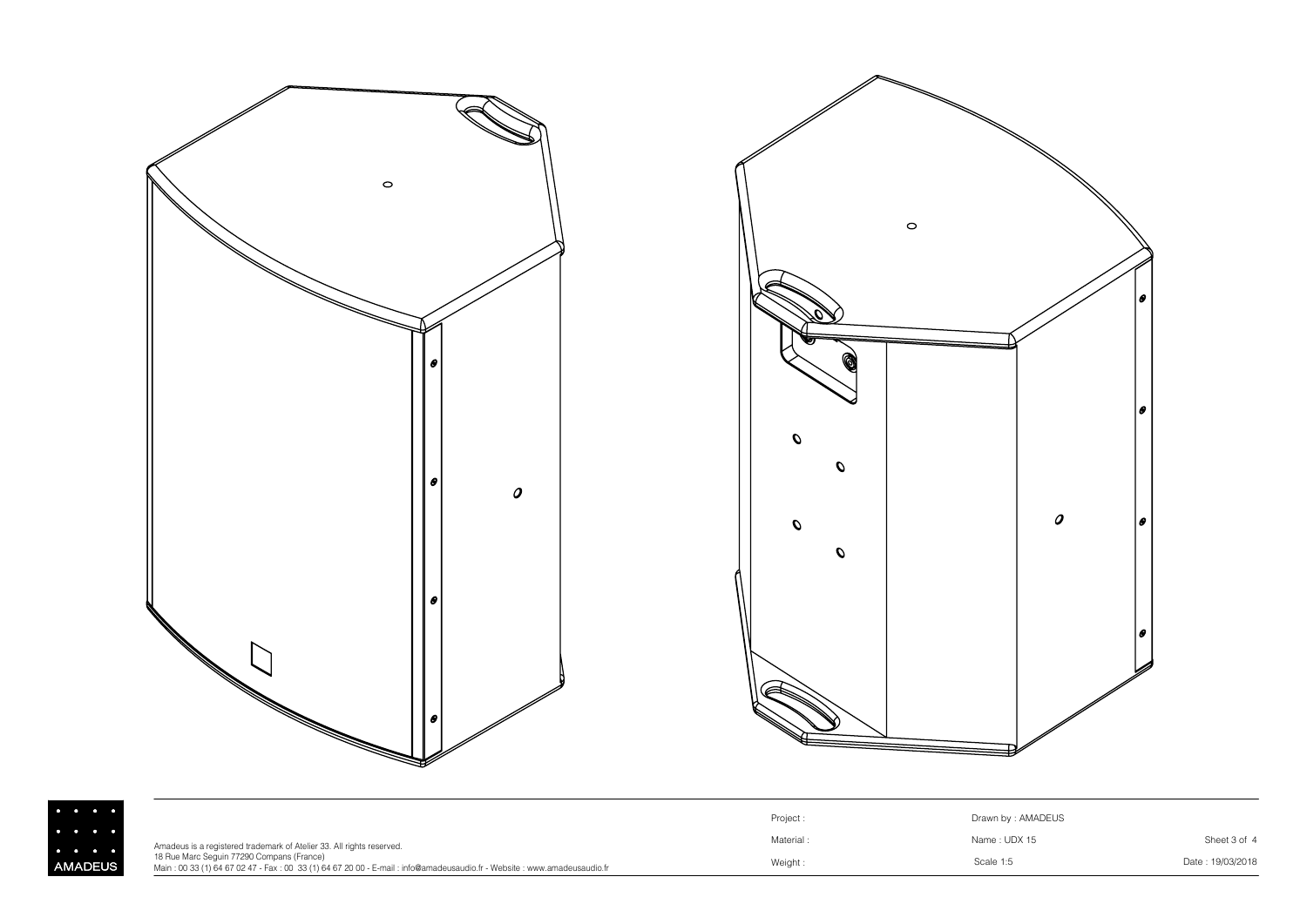AMADEUS

Amadeus is a registered trademark of Atelier 33. All rights reserved.
18 Rue Marc Seguin 77290 Compans (France)
Main : 00 33 (1) 64 67 02 47 - Fax : 00 33 (1) 64 67 20 00 - E-mail : info@amadeusaudio.fr - Website : www.amadeusaudio.fr

| Project : | Drawn by : AMADEUS | |
| --- | --- | --- |
| Material : | Name : UDX 15 | Sheet 3 of 4 |
| Weight : | Scale 1:5 | Date : 19/03/2018 |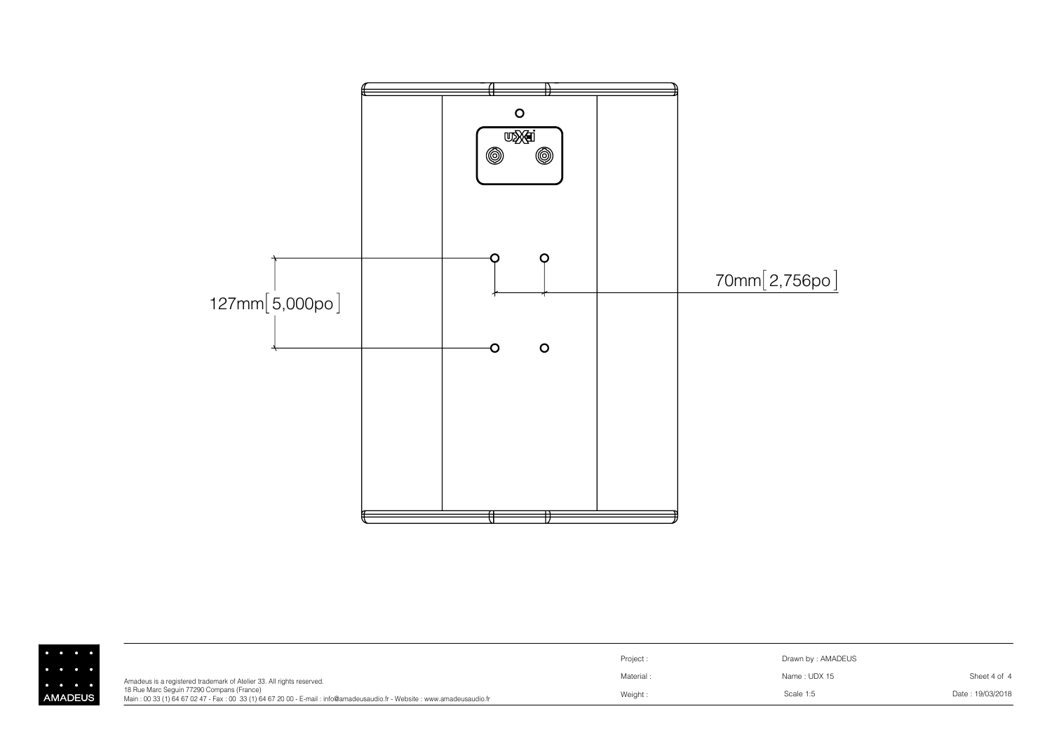127mm[5,000po]

70mm[2,756po]

AMADEUS

Amadeus is a registered trademark of Atelier 33. All rights reserved.
18 Rue Marc Seguin 77290 Compans (France)
Main : 00 33 (1) 64 67 02 47 - Fax : 00 33 (1) 64 67 20 00 - E-mail : info@amadeusaudio.fr - Website : www.amadeusaudio.fr

| | | |
|---|---|---|
| Project : | Drawn by : AMADEUS | |
| Material : | Name : UDX 15 | Sheet 4 of 4 |
| Weight : | Scale 1:5 | Date : 19/03/2018 |